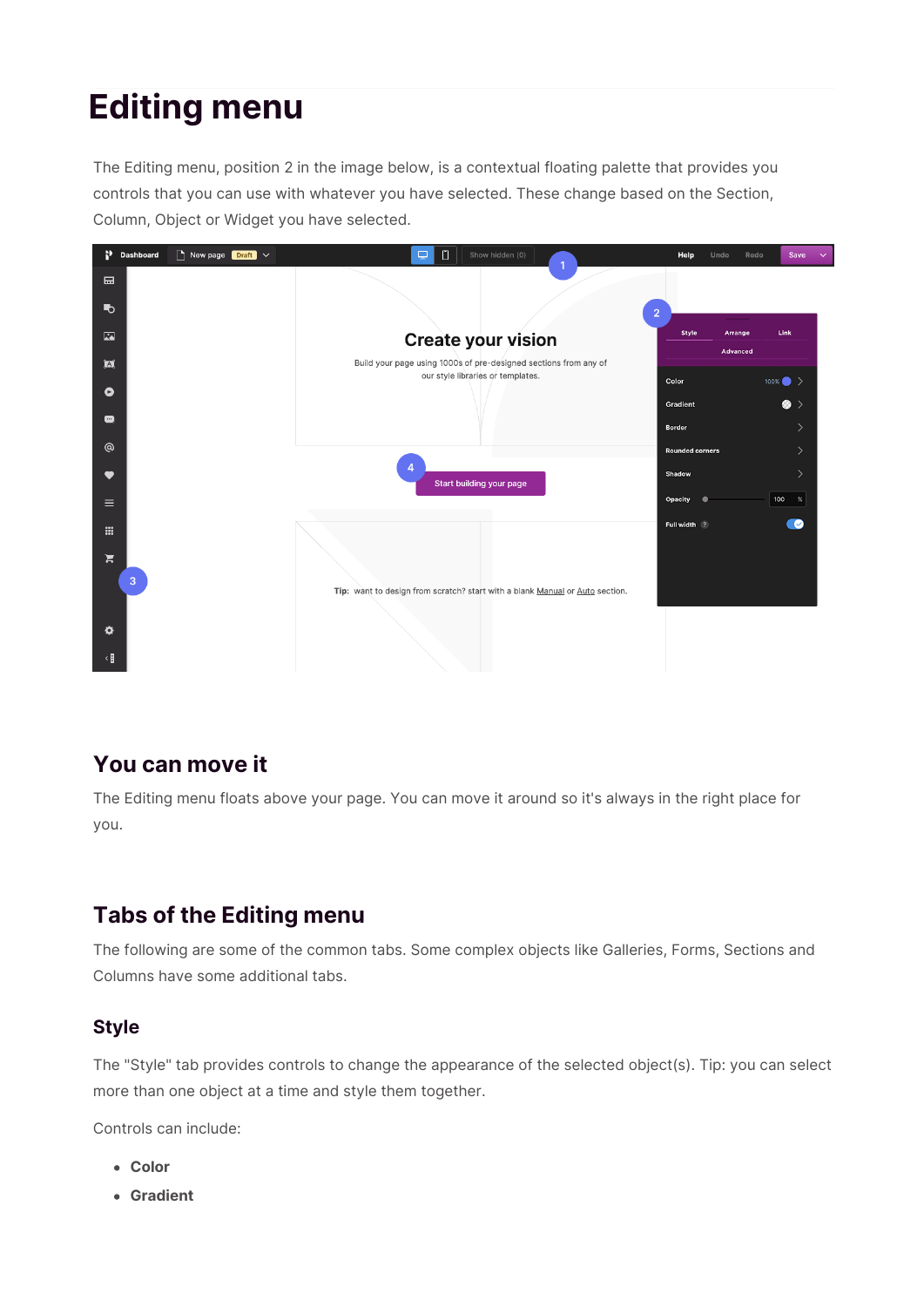# Editing menu

The Editing menu, position 2 in the image below, is a contextual floating palette that provides you controls that you can use with whatever you have selected. These change based on the Section, Column, Object or Widget you have selected.

## You can move it

The Editing menu floats above your page. You can move it around so it's always in the right place for you.

## Tabs of the Editing menu

The following are some of the common tabs. Some complex objects like Galleries, Forms, Sections and Columns have some additional tabs.

### Style

The "Style" tab provides controls to change the appearance of the selected object(s). Tip: you can select more than one object at a time and style them together.

Controls can include:

- **Color**
- **Gradient**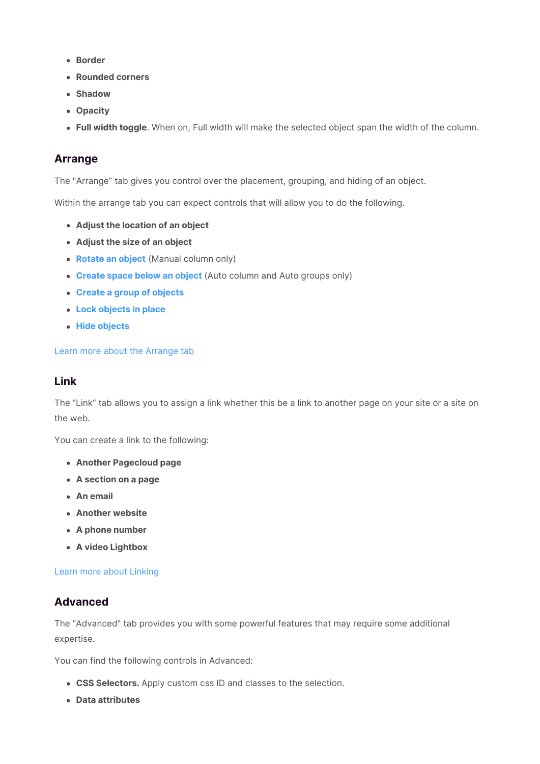- **Border**
- **Rounded corners**
- **Shadow**
- **Opacity**
- **Full width toggle**. When on, Full width will make the selected object span the width of the column.

## Arrange

The "Arrange" tab gives you control over the placement, grouping, and hiding of an object.

Within the arrange tab you can expect controls that will allow you to do the following.

- **Adjust the location of an object**
- **Adjust the size of an object**
- **Rotate an object** (Manual column only)
- **Create space below an object** (Auto column and Auto groups only)
- **Create a group of objects**
- **Lock objects in place**
- **Hide objects**

Learn more about the Arrange tab

## Link

The "Link" tab allows you to assign a link whether this be a link to another page on your site or a site on the web.

You can create a link to the following:

- **Another Pagecloud page**
- **A section on a page**
- **An email**
- **Another website**
- **A phone number**
- **A video Lightbox**

Learn more about Linking

## Advanced

The "Advanced" tab provides you with some powerful features that may require some additional expertise.

You can find the following controls in Advanced:

- **CSS Selectors.** Apply custom css ID and classes to the selection.
- **Data attributes**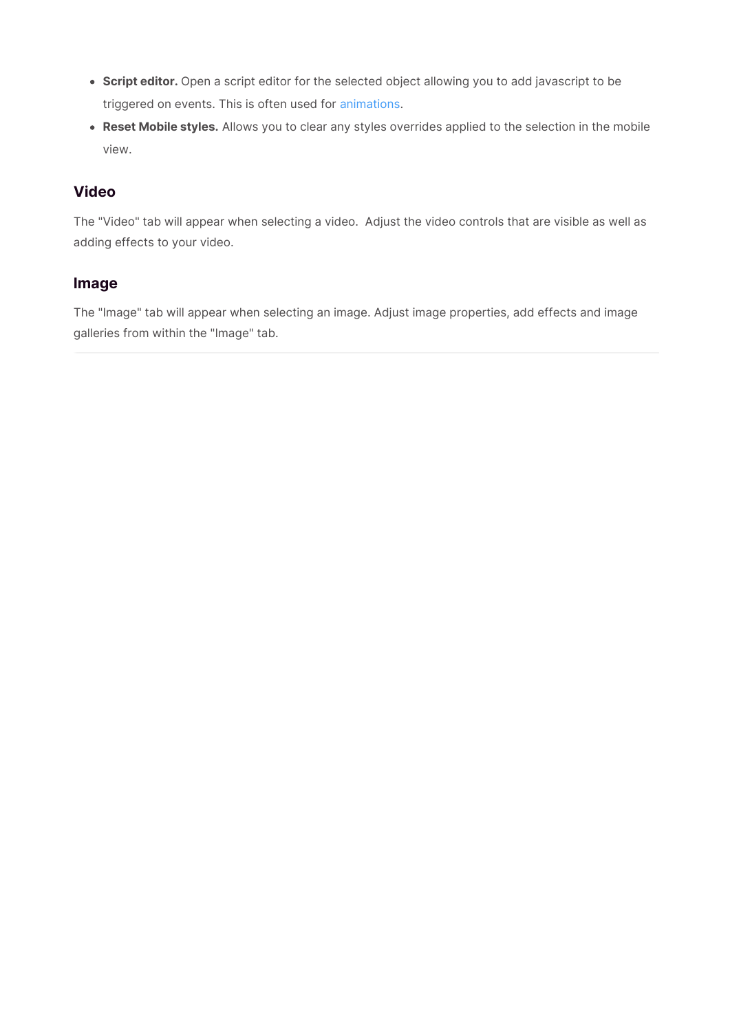- **Script editor.** Open a script editor for the selected object allowing you to add javascript to be triggered on events. This is often used for animations.
- **Reset Mobile styles.** Allows you to clear any styles overrides applied to the selection in the mobile view.

## Video

The "Video" tab will appear when selecting a video.  Adjust the video controls that are visible as well as adding effects to your video.

## Image

The "Image" tab will appear when selecting an image. Adjust image properties, add effects and image galleries from within the "Image" tab.

---